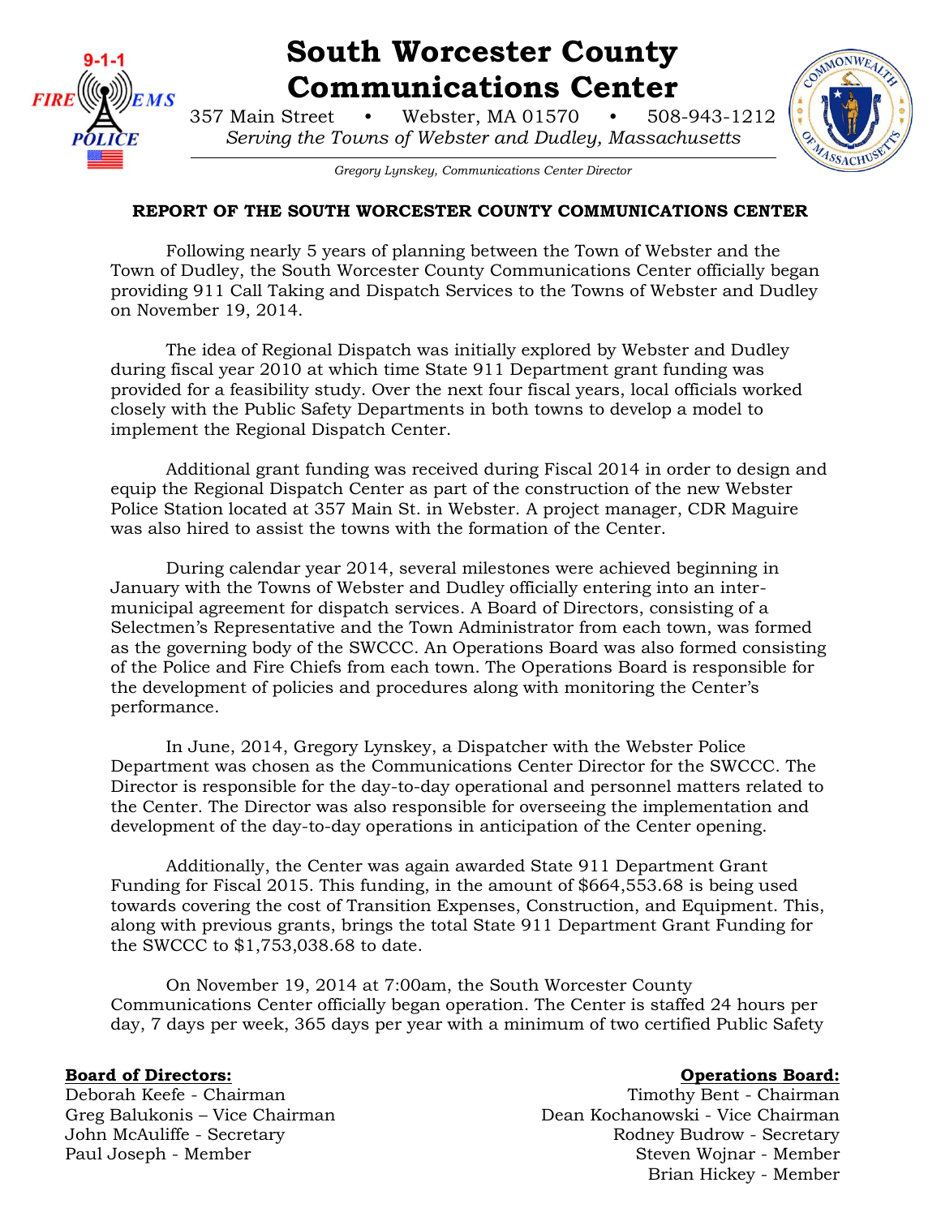# South Worcester County Communications Center

357 Main Street • Webster, MA 01570 • 508-943-1212

*Serving the Towns of Webster and Dudley, Massachusetts*

*Gregory Lynskey, Communications Center Director*

## REPORT OF THE SOUTH WORCESTER COUNTY COMMUNICATIONS CENTER

Following nearly 5 years of planning between the Town of Webster and the Town of Dudley, the South Worcester County Communications Center officially began providing 911 Call Taking and Dispatch Services to the Towns of Webster and Dudley on November 19, 2014.

The idea of Regional Dispatch was initially explored by Webster and Dudley during fiscal year 2010 at which time State 911 Department grant funding was provided for a feasibility study. Over the next four fiscal years, local officials worked closely with the Public Safety Departments in both towns to develop a model to implement the Regional Dispatch Center.

Additional grant funding was received during Fiscal 2014 in order to design and equip the Regional Dispatch Center as part of the construction of the new Webster Police Station located at 357 Main St. in Webster. A project manager, CDR Maguire was also hired to assist the towns with the formation of the Center.

During calendar year 2014, several milestones were achieved beginning in January with the Towns of Webster and Dudley officially entering into an inter-municipal agreement for dispatch services. A Board of Directors, consisting of a Selectmen's Representative and the Town Administrator from each town, was formed as the governing body of the SWCCC. An Operations Board was also formed consisting of the Police and Fire Chiefs from each town. The Operations Board is responsible for the development of policies and procedures along with monitoring the Center's performance.

In June, 2014, Gregory Lynskey, a Dispatcher with the Webster Police Department was chosen as the Communications Center Director for the SWCCC. The Director is responsible for the day-to-day operational and personnel matters related to the Center. The Director was also responsible for overseeing the implementation and development of the day-to-day operations in anticipation of the Center opening.

Additionally, the Center was again awarded State 911 Department Grant Funding for Fiscal 2015. This funding, in the amount of $664,553.68 is being used towards covering the cost of Transition Expenses, Construction, and Equipment. This, along with previous grants, brings the total State 911 Department Grant Funding for the SWCCC to $1,753,038.68 to date.

On November 19, 2014 at 7:00am, the South Worcester County Communications Center officially began operation. The Center is staffed 24 hours per day, 7 days per week, 365 days per year with a minimum of two certified Public Safety

**Board of Directors:**
Deborah Keefe - Chairman
Greg Balukonis – Vice Chairman
John McAuliffe - Secretary
Paul Joseph - Member

**Operations Board:**
Timothy Bent - Chairman
Dean Kochanowski - Vice Chairman
Rodney Budrow - Secretary
Steven Wojnar - Member
Brian Hickey - Member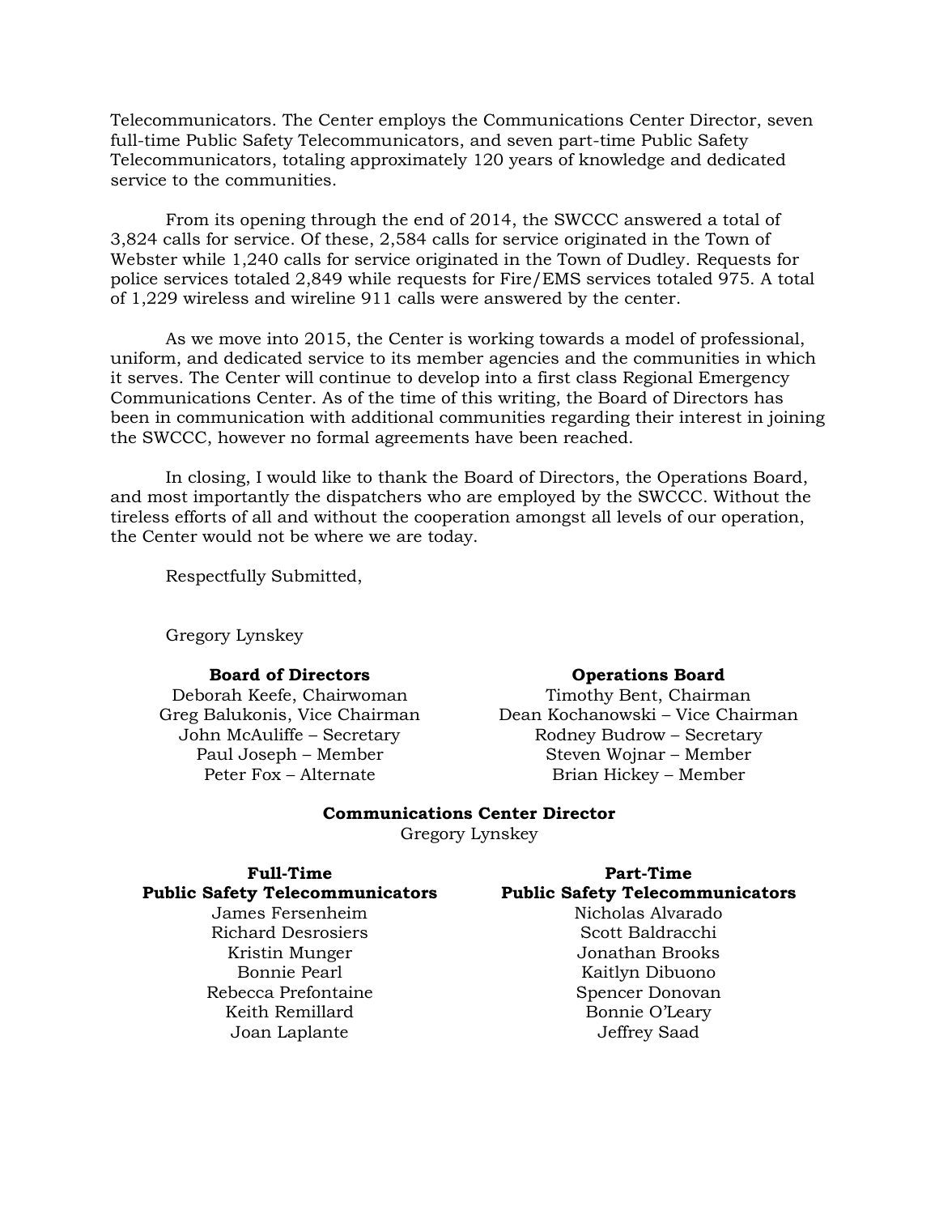Telecommunicators. The Center employs the Communications Center Director, seven full-time Public Safety Telecommunicators, and seven part-time Public Safety Telecommunicators, totaling approximately 120 years of knowledge and dedicated service to the communities.

From its opening through the end of 2014, the SWCCC answered a total of 3,824 calls for service. Of these, 2,584 calls for service originated in the Town of Webster while 1,240 calls for service originated in the Town of Dudley. Requests for police services totaled 2,849 while requests for Fire/EMS services totaled 975. A total of 1,229 wireless and wireline 911 calls were answered by the center.

As we move into 2015, the Center is working towards a model of professional, uniform, and dedicated service to its member agencies and the communities in which it serves. The Center will continue to develop into a first class Regional Emergency Communications Center. As of the time of this writing, the Board of Directors has been in communication with additional communities regarding their interest in joining the SWCCC, however no formal agreements have been reached.

In closing, I would like to thank the Board of Directors, the Operations Board, and most importantly the dispatchers who are employed by the SWCCC. Without the tireless efforts of all and without the cooperation amongst all levels of our operation, the Center would not be where we are today.

Respectfully Submitted,

Gregory Lynskey

**Board of Directors**

Deborah Keefe, Chairwoman
Greg Balukonis, Vice Chairman
John McAuliffe – Secretary
Paul Joseph – Member
Peter Fox – Alternate

**Operations Board**

Timothy Bent, Chairman
Dean Kochanowski – Vice Chairman
Rodney Budrow – Secretary
Steven Wojnar – Member
Brian Hickey – Member

**Communications Center Director**

Gregory Lynskey

**Full-Time Public Safety Telecommunicators**

James Fersenheim
Richard Desrosiers
Kristin Munger
Bonnie Pearl
Rebecca Prefontaine
Keith Remillard
Joan Laplante

**Part-Time Public Safety Telecommunicators**

Nicholas Alvarado
Scott Baldracchi
Jonathan Brooks
Kaitlyn Dibuono
Spencer Donovan
Bonnie O'Leary
Jeffrey Saad